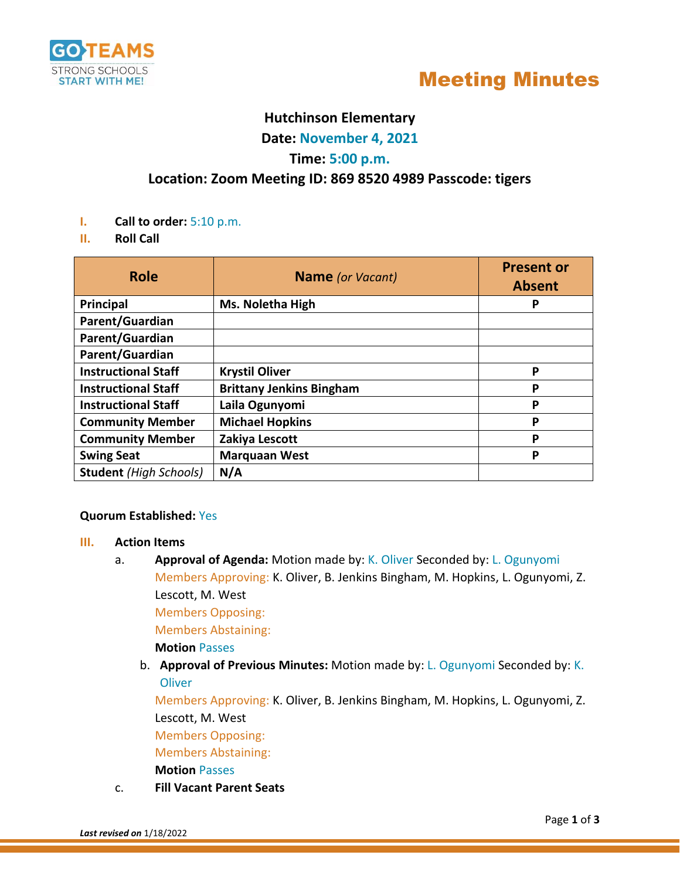GO TEAMS
STRONG SCHOOLS
START WITH ME!

# Meeting Minutes

## Hutchinson Elementary

**Date:** November 4, 2021

**Time:** 5:00 p.m.

**Location: Zoom Meeting ID: 869 8520 4989 Passcode: tigers**

I. **Call to order:** 5:10 p.m.

II. **Roll Call**

| Role | Name *(or Vacant)* | Present or Absent |
|---|---|---|
| **Principal** | **Ms. Noletha High** | **P** |
| **Parent/Guardian** | | |
| **Parent/Guardian** | | |
| **Parent/Guardian** | | |
| **Instructional Staff** | **Krystil Oliver** | **P** |
| **Instructional Staff** | **Brittany Jenkins Bingham** | **P** |
| **Instructional Staff** | **Laila Ogunyomi** | **P** |
| **Community Member** | **Michael Hopkins** | **P** |
| **Community Member** | **Zakiya Lescott** | **P** |
| **Swing Seat** | **Marquaan West** | **P** |
| **Student** *(High Schools)* | **N/A** | |

**Quorum Established:** Yes

III. **Action Items**

a. **Approval of Agenda:** Motion made by: K. Oliver Seconded by: L. Ogunyomi
   Members Approving: K. Oliver, B. Jenkins Bingham, M. Hopkins, L. Ogunyomi, Z. Lescott, M. West
   Members Opposing:
   Members Abstaining:
   **Motion** Passes

b. **Approval of Previous Minutes:** Motion made by: L. Ogunyomi Seconded by: K. Oliver
   Members Approving: K. Oliver, B. Jenkins Bingham, M. Hopkins, L. Ogunyomi, Z. Lescott, M. West
   Members Opposing:
   Members Abstaining:
   **Motion** Passes

c. **Fill Vacant Parent Seats**

***Last revised on*** 1/18/2022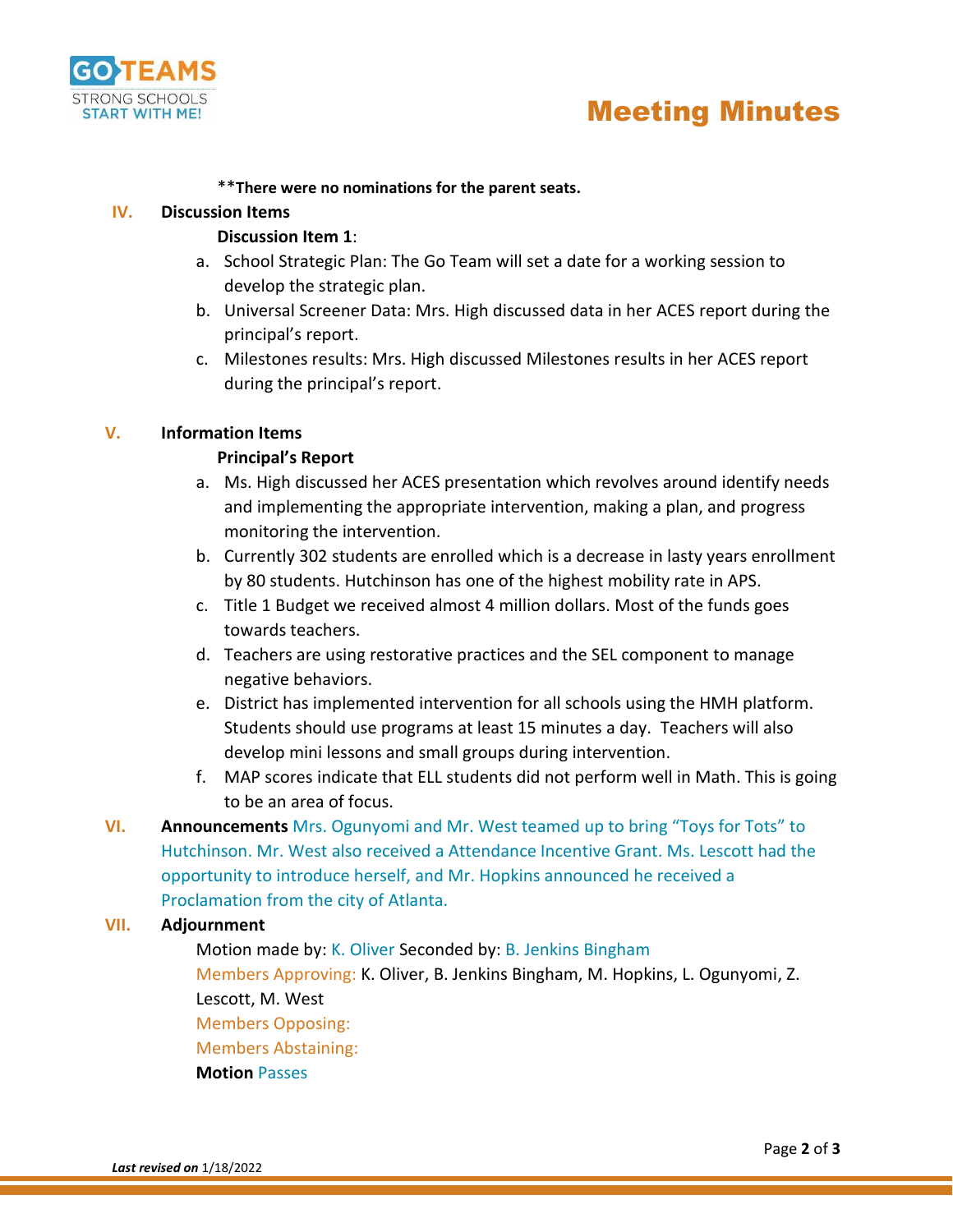****There were no nominations for the parent seats.**

**IV. Discussion Items**

**Discussion Item 1**:

a. School Strategic Plan: The Go Team will set a date for a working session to develop the strategic plan.
b. Universal Screener Data: Mrs. High discussed data in her ACES report during the principal's report.
c. Milestones results: Mrs. High discussed Milestones results in her ACES report during the principal's report.

**V. Information Items**

**Principal's Report**

a. Ms. High discussed her ACES presentation which revolves around identify needs and implementing the appropriate intervention, making a plan, and progress monitoring the intervention.
b. Currently 302 students are enrolled which is a decrease in lasty years enrollment by 80 students. Hutchinson has one of the highest mobility rate in APS.
c. Title 1 Budget we received almost 4 million dollars. Most of the funds goes towards teachers.
d. Teachers are using restorative practices and the SEL component to manage negative behaviors.
e. District has implemented intervention for all schools using the HMH platform. Students should use programs at least 15 minutes a day. Teachers will also develop mini lessons and small groups during intervention.
f. MAP scores indicate that ELL students did not perform well in Math. This is going to be an area of focus.

**VI. Announcements** Mrs. Ogunyomi and Mr. West teamed up to bring "Toys for Tots" to Hutchinson. Mr. West also received a Attendance Incentive Grant. Ms. Lescott had the opportunity to introduce herself, and Mr. Hopkins announced he received a Proclamation from the city of Atlanta.

**VII. Adjournment**

Motion made by: K. Oliver Seconded by: B. Jenkins Bingham

Members Approving: K. Oliver, B. Jenkins Bingham, M. Hopkins, L. Ogunyomi, Z. Lescott, M. West

Members Opposing:

Members Abstaining:

**Motion** Passes

***Last revised on*** 1/18/2022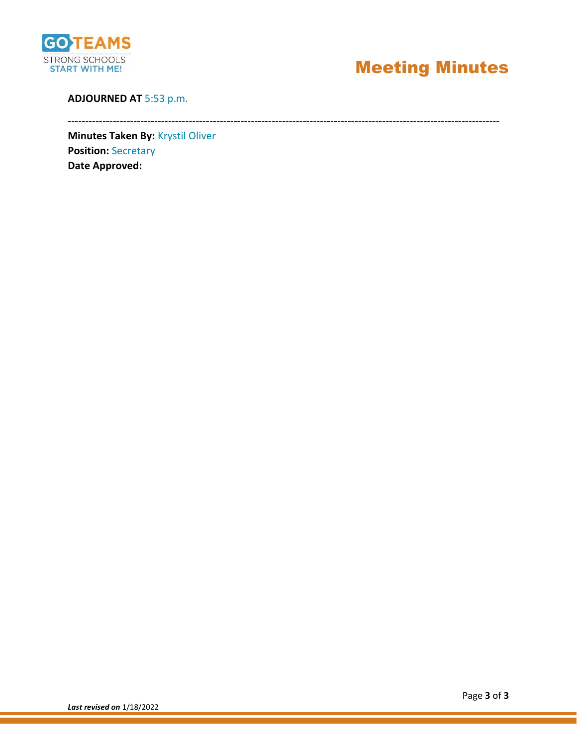**ADJOURNED AT** 5:53 p.m.

---

**Minutes Taken By:** Krystil Oliver
**Position:** Secretary
**Date Approved:**

***Last revised on*** 1/18/2022